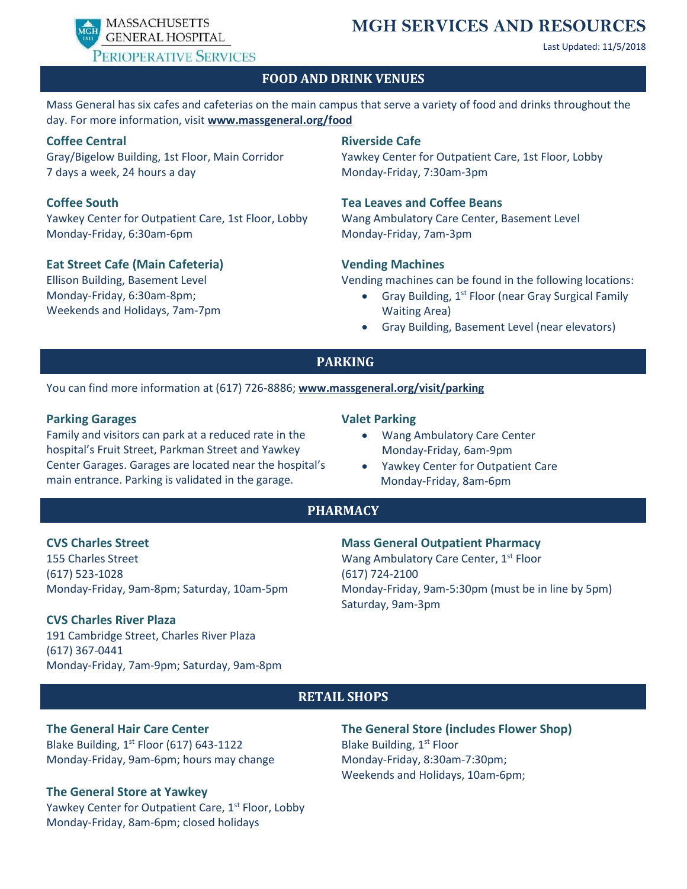MASSACHUSETTS GENERAL HOSPITAL
PERIOPERATIVE SERVICES

# MGH SERVICES AND RESOURCES

Last Updated: 11/5/2018

## FOOD AND DRINK VENUES

Mass General has six cafes and cafeterias on the main campus that serve a variety of food and drinks throughout the day. For more information, visit **www.massgeneral.org/food**

### Coffee Central
Gray/Bigelow Building, 1st Floor, Main Corridor
7 days a week, 24 hours a day

### Coffee South
Yawkey Center for Outpatient Care, 1st Floor, Lobby
Monday-Friday, 6:30am-6pm

### Eat Street Cafe (Main Cafeteria)
Ellison Building, Basement Level
Monday-Friday, 6:30am-8pm;
Weekends and Holidays, 7am-7pm

### Riverside Cafe
Yawkey Center for Outpatient Care, 1st Floor, Lobby
Monday-Friday, 7:30am-3pm

### Tea Leaves and Coffee Beans
Wang Ambulatory Care Center, Basement Level
Monday-Friday, 7am-3pm

### Vending Machines
Vending machines can be found in the following locations:

- Gray Building, 1st Floor (near Gray Surgical Family Waiting Area)
- Gray Building, Basement Level (near elevators)

## PARKING

You can find more information at (617) 726-8886; **www.massgeneral.org/visit/parking**

### Parking Garages
Family and visitors can park at a reduced rate in the hospital's Fruit Street, Parkman Street and Yawkey Center Garages. Garages are located near the hospital's main entrance. Parking is validated in the garage.

### Valet Parking

- Wang Ambulatory Care Center
  Monday-Friday, 6am-9pm
- Yawkey Center for Outpatient Care
  Monday-Friday, 8am-6pm

## PHARMACY

### CVS Charles Street
155 Charles Street
(617) 523-1028
Monday-Friday, 9am-8pm; Saturday, 10am-5pm

### CVS Charles River Plaza
191 Cambridge Street, Charles River Plaza
(617) 367-0441
Monday-Friday, 7am-9pm; Saturday, 9am-8pm

### Mass General Outpatient Pharmacy
Wang Ambulatory Care Center, 1st Floor
(617) 724-2100
Monday-Friday, 9am-5:30pm (must be in line by 5pm)
Saturday, 9am-3pm

## RETAIL SHOPS

### The General Hair Care Center
Blake Building, 1st Floor (617) 643-1122
Monday-Friday, 9am-6pm; hours may change

### The General Store at Yawkey
Yawkey Center for Outpatient Care, 1st Floor, Lobby
Monday-Friday, 8am-6pm; closed holidays

### The General Store (includes Flower Shop)
Blake Building, 1st Floor
Monday-Friday, 8:30am-7:30pm;
Weekends and Holidays, 10am-6pm;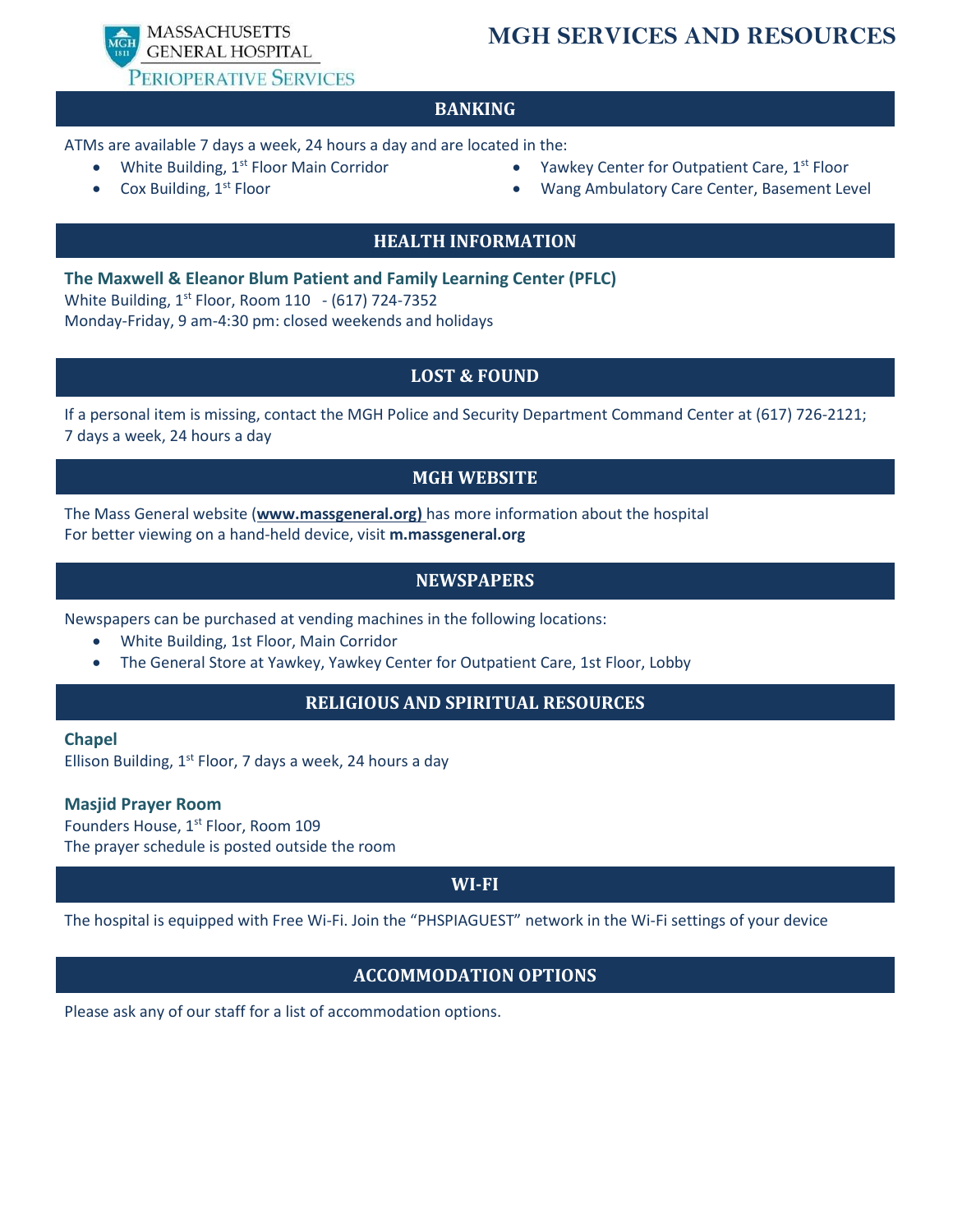MASSACHUSETTS GENERAL HOSPITAL
PERIOPERATIVE SERVICES

# MGH SERVICES AND RESOURCES

## BANKING

ATMs are available 7 days a week, 24 hours a day and are located in the:

- White Building, 1st Floor Main Corridor
- Cox Building, 1st Floor
- Yawkey Center for Outpatient Care, 1st Floor
- Wang Ambulatory Care Center, Basement Level

## HEALTH INFORMATION

**The Maxwell & Eleanor Blum Patient and Family Learning Center (PFLC)**
White Building, 1st Floor, Room 110 - (617) 724-7352
Monday-Friday, 9 am-4:30 pm: closed weekends and holidays

## LOST & FOUND

If a personal item is missing, contact the MGH Police and Security Department Command Center at (617) 726-2121; 7 days a week, 24 hours a day

## MGH WEBSITE

The Mass General website (**www.massgeneral.org)** has more information about the hospital
For better viewing on a hand-held device, visit **m.massgeneral.org**

## NEWSPAPERS

Newspapers can be purchased at vending machines in the following locations:

- White Building, 1st Floor, Main Corridor
- The General Store at Yawkey, Yawkey Center for Outpatient Care, 1st Floor, Lobby

## RELIGIOUS AND SPIRITUAL RESOURCES

**Chapel**
Ellison Building, 1st Floor, 7 days a week, 24 hours a day

**Masjid Prayer Room**
Founders House, 1st Floor, Room 109
The prayer schedule is posted outside the room

## WI-FI

The hospital is equipped with Free Wi-Fi. Join the "PHSPIAGUEST" network in the Wi-Fi settings of your device

## ACCOMMODATION OPTIONS

Please ask any of our staff for a list of accommodation options.